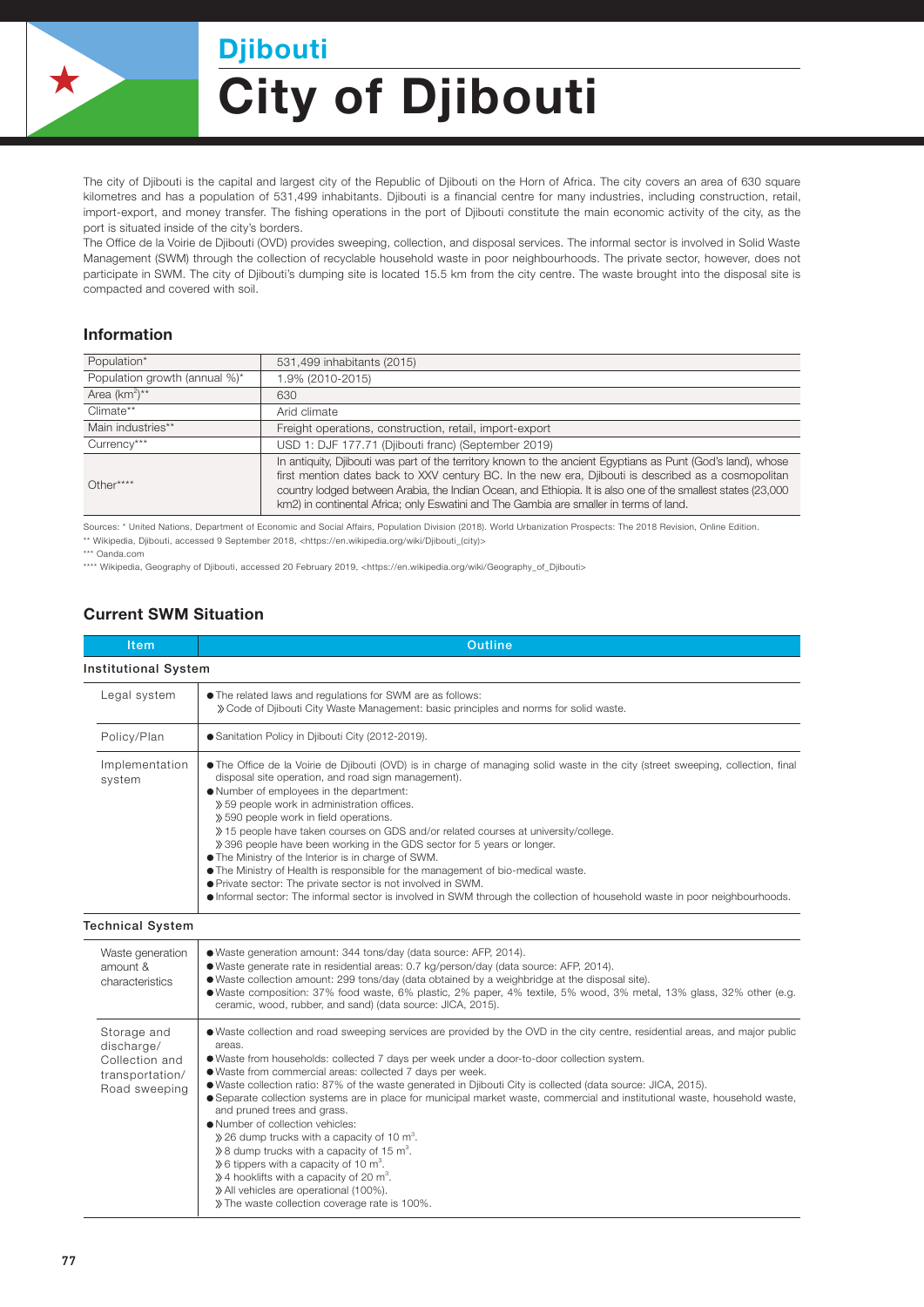# Djibouti

# City of Djibouti

The city of Djibouti is the capital and largest city of the Republic of Djibouti on the Horn of Africa. The city covers an area of 630 square kilometres and has a population of 531,499 inhabitants. Djibouti is a financial centre for many industries, including construction, retail, import-export, and money transfer. The fishing operations in the port of Djibouti constitute the main economic activity of the city, as the port is situated inside of the city's borders.

The Office de la Voirie de Djibouti (OVD) provides sweeping, collection, and disposal services. The informal sector is involved in Solid Waste Management (SWM) through the collection of recyclable household waste in poor neighbourhoods. The private sector, however, does not participate in SWM. The city of Djibouti's dumping site is located 15.5 km from the city centre. The waste brought into the disposal site is compacted and covered with soil.

## Information

| | |
|---|---|
| Population* | 531,499 inhabitants (2015) |
| Population growth (annual %)* | 1.9% (2010-2015) |
| Area (km$^2$)** | 630 |
| Climate** | Arid climate |
| Main industries** | Freight operations, construction, retail, import-export |
| Currency*** | USD 1: DJF 177.71 (Djibouti franc) (September 2019) |
| Other**** | In antiquity, Djibouti was part of the territory known to the ancient Egyptians as Punt (God's land), whose first mention dates back to XXV century BC. In the new era, Djibouti is described as a cosmopolitan country lodged between Arabia, the Indian Ocean, and Ethiopia. It is also one of the smallest states (23,000 km2) in continental Africa; only Eswatini and The Gambia are smaller in terms of land. |

Sources: * United Nations, Department of Economic and Social Affairs, Population Division (2018). World Urbanization Prospects: The 2018 Revision, Online Edition.
** Wikipedia, Djibouti, accessed 9 September 2018, <https://en.wikipedia.org/wiki/Djibouti_(city)>
*** Oanda.com
**** Wikipedia, Geography of Djibouti, accessed 20 February 2019, <https://en.wikipedia.org/wiki/Geography_of_Djibouti>

## Current SWM Situation

| Item | Outline |
|---|---|
| **Institutional System** | |
| Legal system | ● The related laws and regulations for SWM are as follows:<br>》Code of Djibouti City Waste Management: basic principles and norms for solid waste. |
| Policy/Plan | ● Sanitation Policy in Djibouti City (2012-2019). |
| Implementation system | ● The Office de la Voirie de Djibouti (OVD) is in charge of managing solid waste in the city (street sweeping, collection, final disposal site operation, and road sign management).<br>● Number of employees in the department:<br>》59 people work in administration offices.<br>》590 people work in field operations.<br>》15 people have taken courses on GDS and/or related courses at university/college.<br>》396 people have been working in the GDS sector for 5 years or longer.<br>● The Ministry of the Interior is in charge of SWM.<br>● The Ministry of Health is responsible for the management of bio-medical waste.<br>● Private sector: The private sector is not involved in SWM.<br>● Informal sector: The informal sector is involved in SWM through the collection of household waste in poor neighbourhoods. |
| **Technical System** | |
| Waste generation amount & characteristics | ● Waste generation amount: 344 tons/day (data source: AFP, 2014).<br>● Waste generate rate in residential areas: 0.7 kg/person/day (data source: AFP, 2014).<br>● Waste collection amount: 299 tons/day (data obtained by a weighbridge at the disposal site).<br>● Waste composition: 37% food waste, 6% plastic, 2% paper, 4% textile, 5% wood, 3% metal, 13% glass, 32% other (e.g. ceramic, wood, rubber, and sand) (data source: JICA, 2015). |
| Storage and discharge/ Collection and transportation/ Road sweeping | ● Waste collection and road sweeping services are provided by the OVD in the city centre, residential areas, and major public areas.<br>● Waste from households: collected 7 days per week under a door-to-door collection system.<br>● Waste from commercial areas: collected 7 days per week.<br>● Waste collection ratio: 87% of the waste generated in Djibouti City is collected (data source: JICA, 2015).<br>● Separate collection systems are in place for municipal market waste, commercial and institutional waste, household waste, and pruned trees and grass.<br>● Number of collection vehicles:<br>》26 dump trucks with a capacity of 10 m$^3$.<br>》8 dump trucks with a capacity of 15 m$^3$.<br>》6 tippers with a capacity of 10 m$^3$.<br>》4 hooklifts with a capacity of 20 m$^3$.<br>》All vehicles are operational (100%).<br>》The waste collection coverage rate is 100%. |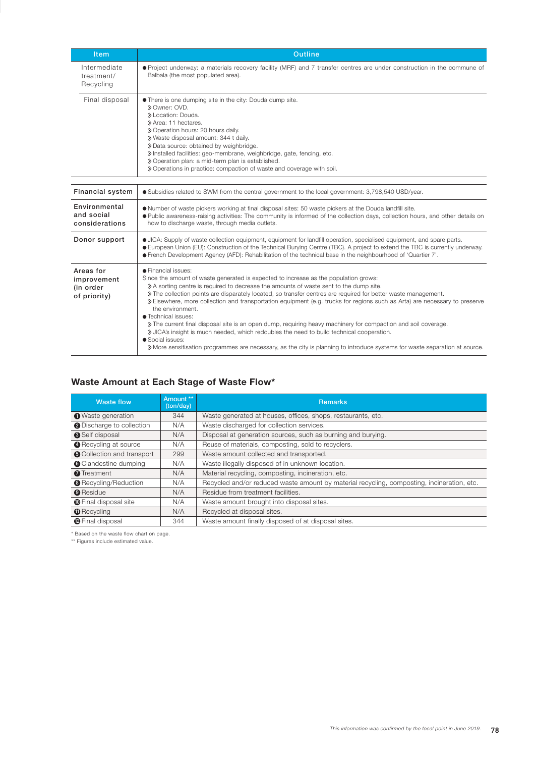| Item | Outline |
|---|---|
| Intermediate treatment/ Recycling | ● Project underway: a materials recovery facility (MRF) and 7 transfer centres are under construction in the commune of Balbala (the most populated area). |
| Final disposal | ● There is one dumping site in the city: Douda dump site.<br>》Owner: OVD.<br>》Location: Douda.<br>》Area: 11 hectares.<br>》Operation hours: 20 hours daily.<br>》Waste disposal amount: 344 t daily.<br>》Data source: obtained by weighbridge.<br>》Installed facilities: geo-membrane, weighbridge, gate, fencing, etc.<br>》Operation plan: a mid-term plan is established.<br>》Operations in practice: compaction of waste and coverage with soil. |

| | |
|---|---|
| **Financial system** | ● Subsidies related to SWM from the central government to the local government: 3,798,540 USD/year. |
| **Environmental and social considerations** | ● Number of waste pickers working at final disposal sites: 50 waste pickers at the Douda landfill site.<br>● Public awareness-raising activities: The community is informed of the collection days, collection hours, and other details on how to discharge waste, through media outlets. |
| **Donor support** | ● JICA: Supply of waste collection equipment, equipment for landfill operation, specialised equipment, and spare parts.<br>● European Union (EU): Construction of the Technical Burying Centre (TBC). A project to extend the TBC is currently underway.<br>● French Development Agency (AFD): Rehabilitation of the technical base in the neighbourhood of 'Quartier 7'. |
| **Areas for improvement (in order of priority)** | ● Financial issues:<br>Since the amount of waste generated is expected to increase as the population grows:<br>》A sorting centre is required to decrease the amounts of waste sent to the dump site.<br>》The collection points are disparately located, so transfer centres are required for better waste management.<br>》Elsewhere, more collection and transportation equipment (e.g. trucks for regions such as Arta) are necessary to preserve the environment.<br>● Technical issues:<br>》The current final disposal site is an open dump, requiring heavy machinery for compaction and soil coverage.<br>》JICA's insight is much needed, which redoubles the need to build technical cooperation.<br>● Social issues:<br>》More sensitisation programmes are necessary, as the city is planning to introduce systems for waste separation at source. |

## Waste Amount at Each Stage of Waste Flow*

| Waste flow | Amount ** (ton/day) | Remarks |
|---|---|---|
| ❶ Waste generation | 344 | Waste generated at houses, offices, shops, restaurants, etc. |
| ❷ Discharge to collection | N/A | Waste discharged for collection services. |
| ❸ Self disposal | N/A | Disposal at generation sources, such as burning and burying. |
| ❹ Recycling at source | N/A | Reuse of materials, composting, sold to recyclers. |
| ❺ Collection and transport | 299 | Waste amount collected and transported. |
| ❻ Clandestine dumping | N/A | Waste illegally disposed of in unknown location. |
| ❼ Treatment | N/A | Material recycling, composting, incineration, etc. |
| ❽ Recycling/Reduction | N/A | Recycled and/or reduced waste amount by material recycling, composting, incineration, etc. |
| ❾ Residue | N/A | Residue from treatment facilities. |
| ❿ Final disposal site | N/A | Waste amount brought into disposal sites. |
| ⓫ Recycling | N/A | Recycled at disposal sites. |
| ⓬ Final disposal | 344 | Waste amount finally disposed of at disposal sites. |

\* Based on the waste flow chart on page.
\** Figures include estimated value.

*This information was confirmed by the focal point in June 2019.*